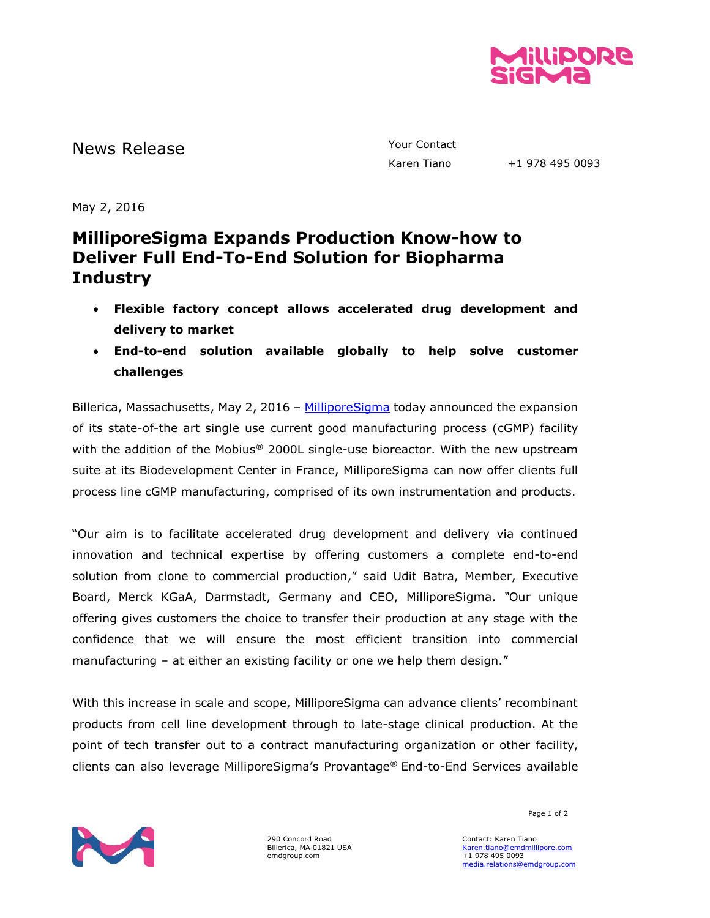News Release

Your Contact
Karen Tiano +1 978 495 0093

May 2, 2016

# MilliporeSigma Expands Production Know-how to Deliver Full End-To-End Solution for Biopharma Industry

- **Flexible factory concept allows accelerated drug development and delivery to market**
- **End-to-end solution available globally to help solve customer challenges**

Billerica, Massachusetts, May 2, 2016 – MilliporeSigma today announced the expansion of its state-of-the art single use current good manufacturing process (cGMP) facility with the addition of the Mobius® 2000L single-use bioreactor. With the new upstream suite at its Biodevelopment Center in France, MilliporeSigma can now offer clients full process line cGMP manufacturing, comprised of its own instrumentation and products.

"Our aim is to facilitate accelerated drug development and delivery via continued innovation and technical expertise by offering customers a complete end-to-end solution from clone to commercial production," said Udit Batra, Member, Executive Board, Merck KGaA, Darmstadt, Germany and CEO, MilliporeSigma. "Our unique offering gives customers the choice to transfer their production at any stage with the confidence that we will ensure the most efficient transition into commercial manufacturing – at either an existing facility or one we help them design."

With this increase in scale and scope, MilliporeSigma can advance clients' recombinant products from cell line development through to late-stage clinical production. At the point of tech transfer out to a contract manufacturing organization or other facility, clients can also leverage MilliporeSigma's Provantage® End-to-End Services available

290 Concord Road
Billerica, MA 01821 USA
emdgroup.com

Contact: Karen Tiano
Karen.tiano@emdmillipore.com
+1 978 495 0093
media.relations@emdgroup.com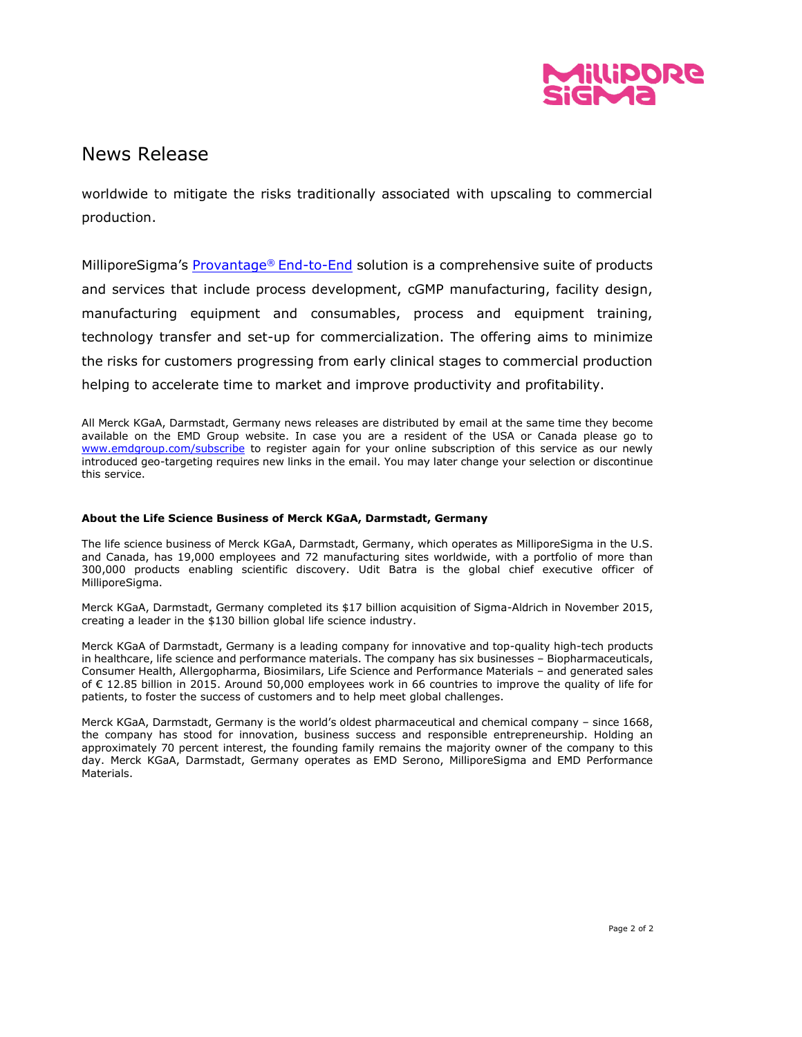worldwide to mitigate the risks traditionally associated with upscaling to commercial production.

MilliporeSigma's [Provantage® End-to-End]() solution is a comprehensive suite of products and services that include process development, cGMP manufacturing, facility design, manufacturing equipment and consumables, process and equipment training, technology transfer and set-up for commercialization. The offering aims to minimize the risks for customers progressing from early clinical stages to commercial production helping to accelerate time to market and improve productivity and profitability.

All Merck KGaA, Darmstadt, Germany news releases are distributed by email at the same time they become available on the EMD Group website. In case you are a resident of the USA or Canada please go to [www.emdgroup.com/subscribe]() to register again for your online subscription of this service as our newly introduced geo-targeting requires new links in the email. You may later change your selection or discontinue this service.

**About the Life Science Business of Merck KGaA, Darmstadt, Germany**

The life science business of Merck KGaA, Darmstadt, Germany, which operates as MilliporeSigma in the U.S. and Canada, has 19,000 employees and 72 manufacturing sites worldwide, with a portfolio of more than 300,000 products enabling scientific discovery. Udit Batra is the global chief executive officer of MilliporeSigma.

Merck KGaA, Darmstadt, Germany completed its $17 billion acquisition of Sigma-Aldrich in November 2015, creating a leader in the $130 billion global life science industry.

Merck KGaA of Darmstadt, Germany is a leading company for innovative and top-quality high-tech products in healthcare, life science and performance materials. The company has six businesses – Biopharmaceuticals, Consumer Health, Allergopharma, Biosimilars, Life Science and Performance Materials – and generated sales of € 12.85 billion in 2015. Around 50,000 employees work in 66 countries to improve the quality of life for patients, to foster the success of customers and to help meet global challenges.

Merck KGaA, Darmstadt, Germany is the world's oldest pharmaceutical and chemical company – since 1668, the company has stood for innovation, business success and responsible entrepreneurship. Holding an approximately 70 percent interest, the founding family remains the majority owner of the company to this day. Merck KGaA, Darmstadt, Germany operates as EMD Serono, MilliporeSigma and EMD Performance Materials.